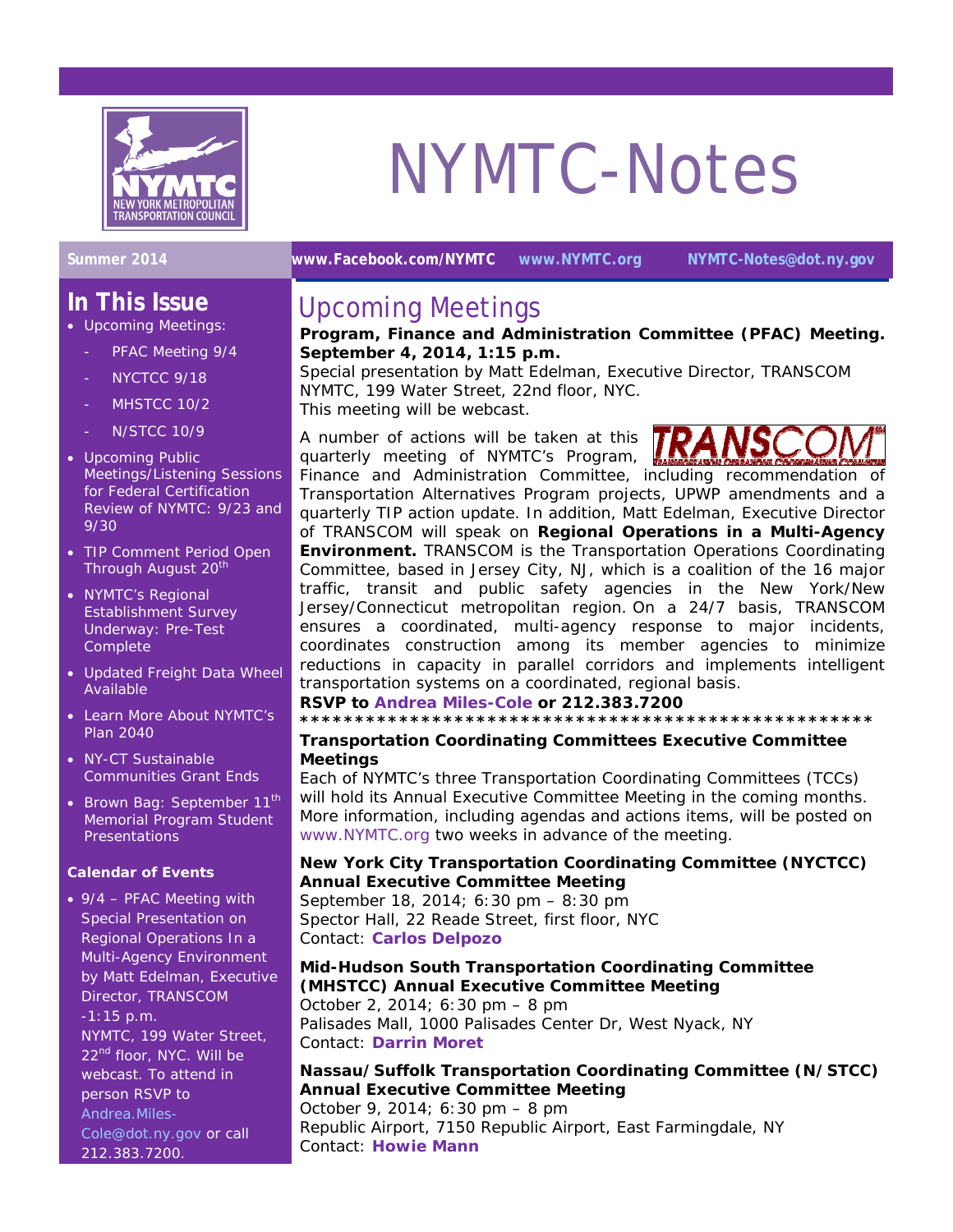# NYMTC-Notes

**Summer 2014** **www.Facebook.com/NYMTC** **www.NYMTC.org** **NYMTC-Notes@dot.ny.gov**

## In This Issue

- Upcoming Meetings:
  - PFAC Meeting 9/4
  - NYCTCC 9/18
  - MHSTCC 10/2
  - N/STCC 10/9
- Upcoming Public Meetings/Listening Sessions for Federal Certification Review of NYMTC: 9/23 and 9/30
- TIP Comment Period Open Through August 20th
- NYMTC's Regional Establishment Survey Underway: Pre-Test Complete
- Updated Freight Data Wheel Available
- Learn More About NYMTC's Plan 2040
- NY-CT Sustainable Communities Grant Ends
- Brown Bag: September 11th Memorial Program Student Presentations

### Calendar of Events

- 9/4 – PFAC Meeting with Special Presentation on Regional Operations In a Multi-Agency Environment by Matt Edelman, Executive Director, TRANSCOM -1:15 p.m. NYMTC, 199 Water Street, 22nd floor, NYC. Will be webcast. To attend in person RSVP to Andrea.Miles-Cole@dot.ny.gov or call 212.383.7200.

## Upcoming Meetings

**Program, Finance and Administration Committee (PFAC) Meeting. September 4, 2014, 1:15 p.m.**
Special presentation by Matt Edelman, Executive Director, TRANSCOM
NYMTC, 199 Water Street, 22nd floor, NYC.
This meeting will be webcast.

A number of actions will be taken at this quarterly meeting of NYMTC's Program, Finance and Administration Committee, including recommendation of Transportation Alternatives Program projects, UPWP amendments and a quarterly TIP action update. In addition, Matt Edelman, Executive Director of TRANSCOM will speak on **Regional Operations in a Multi-Agency Environment.** TRANSCOM is the Transportation Operations Coordinating Committee, based in Jersey City, NJ, which is a coalition of the 16 major traffic, transit and public safety agencies in the New York/New Jersey/Connecticut metropolitan region. On a 24/7 basis, TRANSCOM ensures a coordinated, multi-agency response to major incidents, coordinates construction among its member agencies to minimize reductions in capacity in parallel corridors and implements intelligent transportation systems on a coordinated, regional basis.

**RSVP to Andrea Miles-Cole or 212.383.7200**

****************************************************

**Transportation Coordinating Committees Executive Committee Meetings**
Each of NYMTC's three Transportation Coordinating Committees (TCCs) will hold its Annual Executive Committee Meeting in the coming months. More information, including agendas and actions items, will be posted on www.NYMTC.org two weeks in advance of the meeting.

**New York City Transportation Coordinating Committee (NYCTCC) Annual Executive Committee Meeting**
September 18, 2014; 6:30 pm – 8:30 pm
Spector Hall, 22 Reade Street, first floor, NYC
Contact: **Carlos Delpozo**

**Mid-Hudson South Transportation Coordinating Committee (MHSTCC) Annual Executive Committee Meeting**
October 2, 2014; 6:30 pm – 8 pm
Palisades Mall, 1000 Palisades Center Dr, West Nyack, NY
Contact: **Darrin Moret**

**Nassau/Suffolk Transportation Coordinating Committee (N/STCC) Annual Executive Committee Meeting**
October 9, 2014; 6:30 pm – 8 pm
Republic Airport, 7150 Republic Airport, East Farmingdale, NY
Contact: **Howie Mann**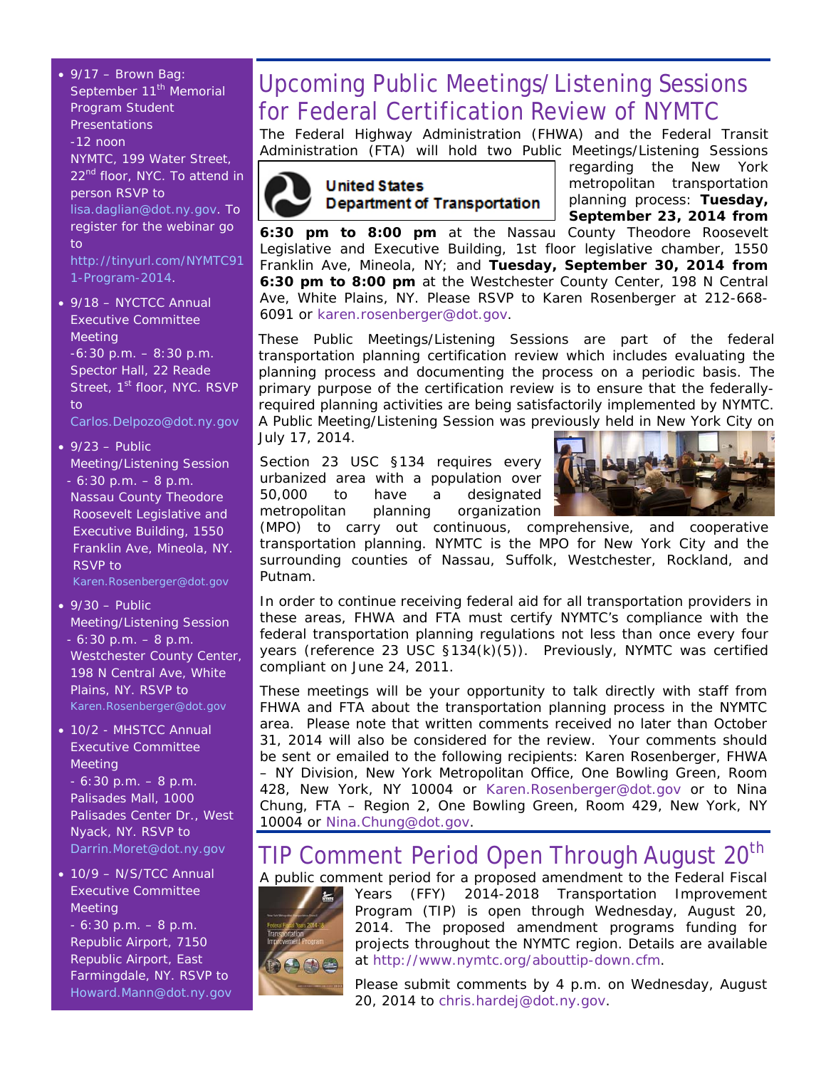- 9/17 – Brown Bag: September 11th Memorial Program Student Presentations -12 noon NYMTC, 199 Water Street, 22nd floor, NYC. To attend in person RSVP to lisa.daglian@dot.ny.gov. To register for the webinar go to http://tinyurl.com/NYMTC911-Program-2014.
- 9/18 – NYCTCC Annual Executive Committee Meeting -6:30 p.m. – 8:30 p.m. Spector Hall, 22 Reade Street, 1st floor, NYC. RSVP to Carlos.Delpozo@dot.ny.gov
- 9/23 – Public Meeting/Listening Session - 6:30 p.m. – 8 p.m. Nassau County Theodore Roosevelt Legislative and Executive Building, 1550 Franklin Ave, Mineola, NY. RSVP to Karen.Rosenberger@dot.gov
- 9/30 – Public Meeting/Listening Session - 6:30 p.m. – 8 p.m. Westchester County Center, 198 N Central Ave, White Plains, NY. RSVP to Karen.Rosenberger@dot.gov
- 10/2 - MHSTCC Annual Executive Committee Meeting - 6:30 p.m. – 8 p.m. Palisades Mall, 1000 Palisades Center Dr., West Nyack, NY. RSVP to Darrin.Moret@dot.ny.gov
- 10/9 – N/S/TCC Annual Executive Committee Meeting - 6:30 p.m. – 8 p.m. Republic Airport, 7150 Republic Airport, East Farmingdale, NY. RSVP to Howard.Mann@dot.ny.gov

# Upcoming Public Meetings/Listening Sessions for Federal Certification Review of NYMTC

The Federal Highway Administration (FHWA) and the Federal Transit Administration (FTA) will hold two Public Meetings/Listening Sessions regarding the New York metropolitan transportation planning process: **Tuesday, September 23, 2014 from 6:30 pm to 8:00 pm** at the Nassau County Theodore Roosevelt Legislative and Executive Building, 1st floor legislative chamber, 1550 Franklin Ave, Mineola, NY; and **Tuesday, September 30, 2014 from 6:30 pm to 8:00 pm** at the Westchester County Center, 198 N Central Ave, White Plains, NY. Please RSVP to Karen Rosenberger at 212-668-6091 or karen.rosenberger@dot.gov.

These Public Meetings/Listening Sessions are part of the federal transportation planning certification review which includes evaluating the planning process and documenting the process on a periodic basis. The primary purpose of the certification review is to ensure that the federally-required planning activities are being satisfactorily implemented by NYMTC. A Public Meeting/Listening Session was previously held in New York City on July 17, 2014.

Section 23 USC §134 requires every urbanized area with a population over 50,000 to have a designated metropolitan planning organization (MPO) to carry out continuous, comprehensive, and cooperative transportation planning. NYMTC is the MPO for New York City and the surrounding counties of Nassau, Suffolk, Westchester, Rockland, and Putnam.

In order to continue receiving federal aid for all transportation providers in these areas, FHWA and FTA must certify NYMTC's compliance with the federal transportation planning regulations not less than once every four years (reference 23 USC §134(k)(5)). Previously, NYMTC was certified compliant on June 24, 2011.

These meetings will be your opportunity to talk directly with staff from FHWA and FTA about the transportation planning process in the NYMTC area. Please note that written comments received no later than October 31, 2014 will also be considered for the review. Your comments should be sent or emailed to the following recipients: Karen Rosenberger, FHWA – NY Division, New York Metropolitan Office, One Bowling Green, Room 428, New York, NY 10004 or Karen.Rosenberger@dot.gov or to Nina Chung, FTA – Region 2, One Bowling Green, Room 429, New York, NY 10004 or Nina.Chung@dot.gov.

# TIP Comment Period Open Through August 20th

A public comment period for a proposed amendment to the Federal Fiscal Years (FFY) 2014-2018 Transportation Improvement Program (TIP) is open through Wednesday, August 20, 2014. The proposed amendment programs funding for projects throughout the NYMTC region. Details are available at http://www.nymtc.org/abouttip-down.cfm.

Please submit comments by 4 p.m. on Wednesday, August 20, 2014 to chris.hardej@dot.ny.gov.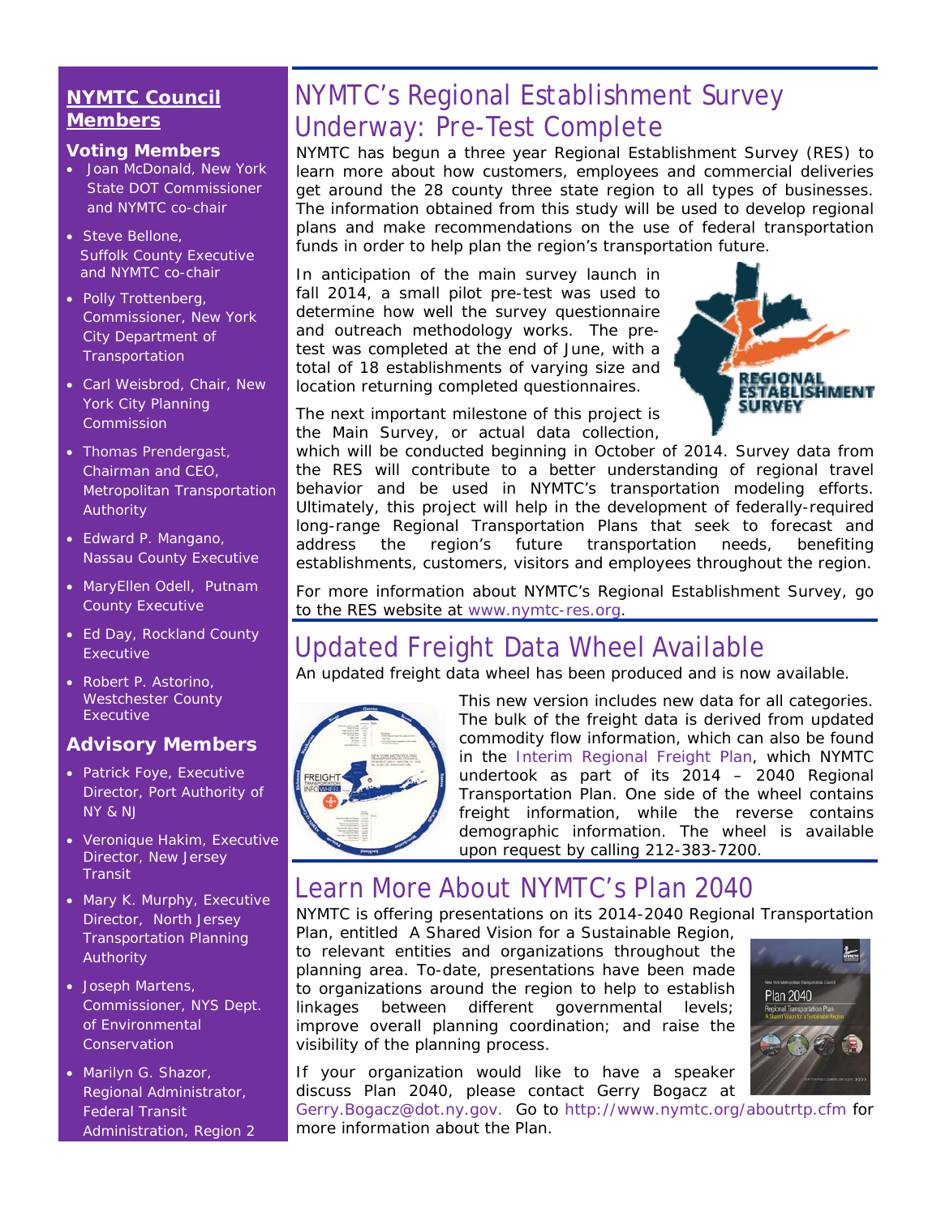## NYMTC Council Members

### Voting Members

- Joan McDonald, New York State DOT Commissioner and NYMTC co-chair
- Steve Bellone, Suffolk County Executive and NYMTC co-chair
- Polly Trottenberg, Commissioner, New York City Department of Transportation
- Carl Weisbrod, Chair, New York City Planning Commission
- Thomas Prendergast, Chairman and CEO, Metropolitan Transportation Authority
- Edward P. Mangano, Nassau County Executive
- MaryEllen Odell, Putnam County Executive
- Ed Day, Rockland County Executive
- Robert P. Astorino, Westchester County Executive

### Advisory Members

- Patrick Foye, Executive Director, Port Authority of NY & NJ
- Veronique Hakim, Executive Director, New Jersey Transit
- Mary K. Murphy, Executive Director, North Jersey Transportation Planning Authority
- Joseph Martens, Commissioner, NYS Dept. of Environmental Conservation
- Marilyn G. Shazor, Regional Administrator, Federal Transit Administration, Region 2

# NYMTC's Regional Establishment Survey Underway: Pre-Test Complete

NYMTC has begun a three year Regional Establishment Survey (RES) to learn more about how customers, employees and commercial deliveries get around the 28 county three state region to all types of businesses. The information obtained from this study will be used to develop regional plans and make recommendations on the use of federal transportation funds in order to help plan the region's transportation future.

In anticipation of the main survey launch in fall 2014, a small pilot pre-test was used to determine how well the survey questionnaire and outreach methodology works. The pre-test was completed at the end of June, with a total of 18 establishments of varying size and location returning completed questionnaires.

The next important milestone of this project is the Main Survey, or actual data collection, which will be conducted beginning in October of 2014. Survey data from the RES will contribute to a better understanding of regional travel behavior and be used in NYMTC's transportation modeling efforts. Ultimately, this project will help in the development of federally-required long-range Regional Transportation Plans that seek to forecast and address the region's future transportation needs, benefiting establishments, customers, visitors and employees throughout the region.

For more information about NYMTC's Regional Establishment Survey, go to the RES website at www.nymtc-res.org.

# Updated Freight Data Wheel Available

An updated freight data wheel has been produced and is now available.

This new version includes new data for all categories. The bulk of the freight data is derived from updated commodity flow information, which can also be found in the Interim Regional Freight Plan, which NYMTC undertook as part of its 2014 – 2040 Regional Transportation Plan. One side of the wheel contains freight information, while the reverse contains demographic information. The wheel is available upon request by calling 212-383-7200.

# Learn More About NYMTC's Plan 2040

NYMTC is offering presentations on its 2014-2040 Regional Transportation Plan, entitled A Shared Vision for a Sustainable Region, to relevant entities and organizations throughout the planning area. To-date, presentations have been made to organizations around the region to help to establish linkages between different governmental levels; improve overall planning coordination; and raise the visibility of the planning process.

If your organization would like to have a speaker discuss Plan 2040, please contact Gerry Bogacz at Gerry.Bogacz@dot.ny.gov. Go to http://www.nymtc.org/aboutrtp.cfm for more information about the Plan.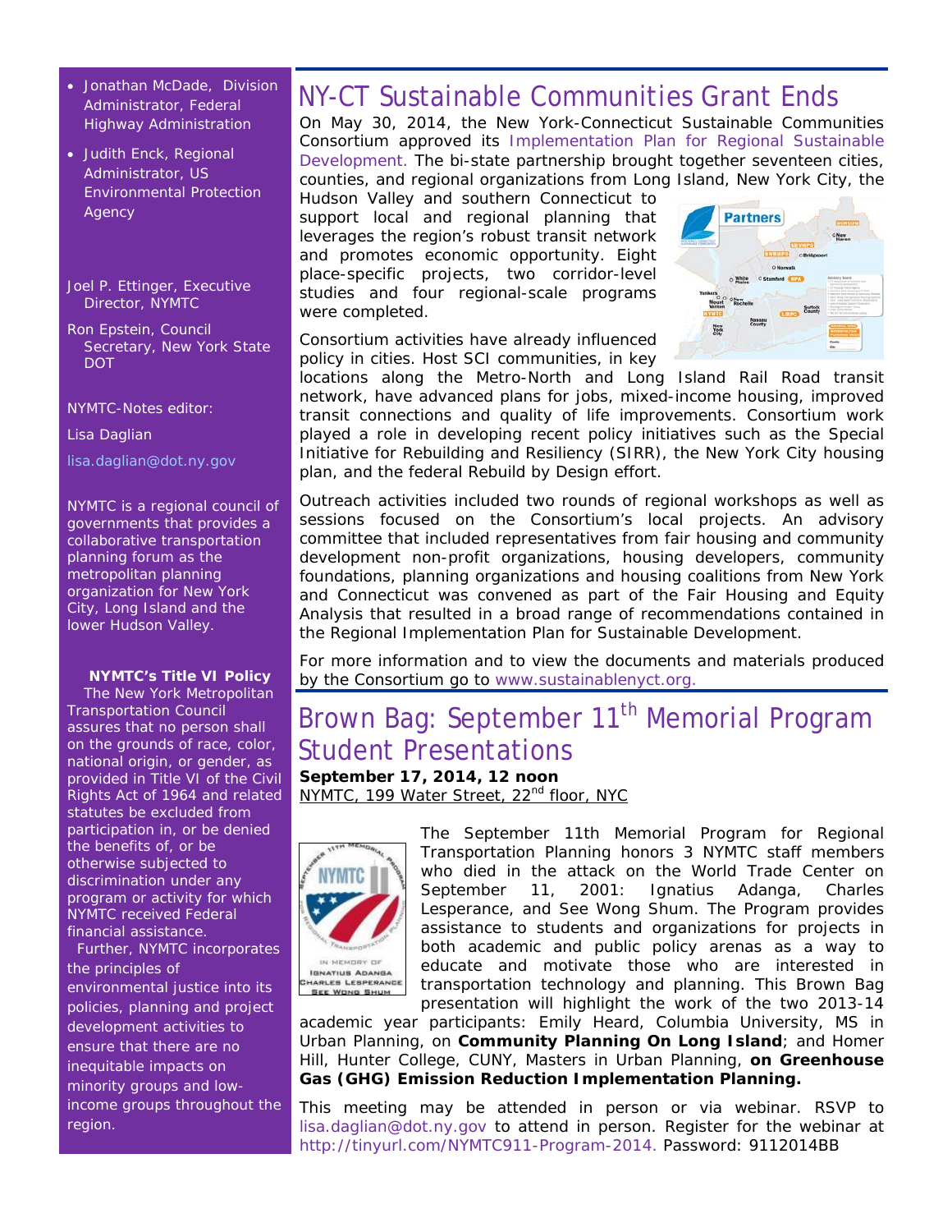- Jonathan McDade, Division Administrator, Federal Highway Administration
- Judith Enck, Regional Administrator, US Environmental Protection Agency

Joel P. Ettinger, Executive Director, NYMTC

Ron Epstein, Council Secretary, New York State DOT

NYMTC-Notes editor:

Lisa Daglian

lisa.daglian@dot.ny.gov

NYMTC is a regional council of governments that provides a collaborative transportation planning forum as the metropolitan planning organization for New York City, Long Island and the lower Hudson Valley.

**NYMTC's Title VI Policy**

The New York Metropolitan Transportation Council assures that no person shall on the grounds of race, color, national origin, or gender, as provided in Title VI of the Civil Rights Act of 1964 and related statutes be excluded from participation in, or be denied the benefits of, or be otherwise subjected to discrimination under any program or activity for which NYMTC received Federal financial assistance.

Further, NYMTC incorporates the principles of environmental justice into its policies, planning and project development activities to ensure that there are no inequitable impacts on minority groups and low-income groups throughout the region.

# NY-CT Sustainable Communities Grant Ends

On May 30, 2014, the New York-Connecticut Sustainable Communities Consortium approved its Implementation Plan for Regional Sustainable Development. The bi-state partnership brought together seventeen cities, counties, and regional organizations from Long Island, New York City, the Hudson Valley and southern Connecticut to support local and regional planning that leverages the region's robust transit network and promotes economic opportunity. Eight place-specific projects, two corridor-level studies and four regional-scale programs were completed.

Consortium activities have already influenced policy in cities. Host SCI communities, in key locations along the Metro-North and Long Island Rail Road transit network, have advanced plans for jobs, mixed-income housing, improved transit connections and quality of life improvements. Consortium work played a role in developing recent policy initiatives such as the Special Initiative for Rebuilding and Resiliency (SIRR), the New York City housing plan, and the federal Rebuild by Design effort.

Outreach activities included two rounds of regional workshops as well as sessions focused on the Consortium's local projects. An advisory committee that included representatives from fair housing and community development non-profit organizations, housing developers, community foundations, planning organizations and housing coalitions from New York and Connecticut was convened as part of the Fair Housing and Equity Analysis that resulted in a broad range of recommendations contained in the Regional Implementation Plan for Sustainable Development.

For more information and to view the documents and materials produced by the Consortium go to www.sustainablenyct.org.

# Brown Bag: September 11th Memorial Program Student Presentations

**September 17, 2014, 12 noon**

NYMTC, 199 Water Street, 22nd floor, NYC

The September 11th Memorial Program for Regional Transportation Planning honors 3 NYMTC staff members who died in the attack on the World Trade Center on September 11, 2001: Ignatius Adanga, Charles Lesperance, and See Wong Shum. The Program provides assistance to students and organizations for projects in both academic and public policy arenas as a way to educate and motivate those who are interested in transportation technology and planning. This Brown Bag presentation will highlight the work of the two 2013-14 academic year participants: Emily Heard, Columbia University, MS in Urban Planning, on **Community Planning On Long Island**; and Homer Hill, Hunter College, CUNY, Masters in Urban Planning, **on Greenhouse Gas (GHG) Emission Reduction Implementation Planning.**

This meeting may be attended in person or via webinar. RSVP to lisa.daglian@dot.ny.gov to attend in person. Register for the webinar at http://tinyurl.com/NYMTC911-Program-2014. Password: 9112014BB